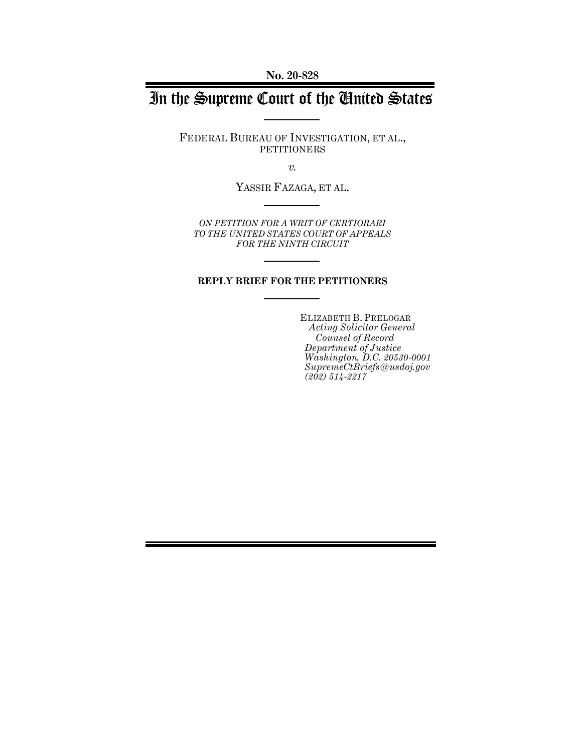**No. 20-828**

# In the Supreme Court of the United States

FEDERAL BUREAU OF INVESTIGATION, ET AL.,
PETITIONERS

*v.*

YASSIR FAZAGA, ET AL.

*ON PETITION FOR A WRIT OF CERTIORARI TO THE UNITED STATES COURT OF APPEALS FOR THE NINTH CIRCUIT*

**REPLY BRIEF FOR THE PETITIONERS**

ELIZABETH B. PRELOGAR
*Acting Solicitor General*
*Counsel of Record*
*Department of Justice*
*Washington, D.C. 20530-0001*
*SupremeCtBriefs@usdoj.gov*
*(202) 514-2217*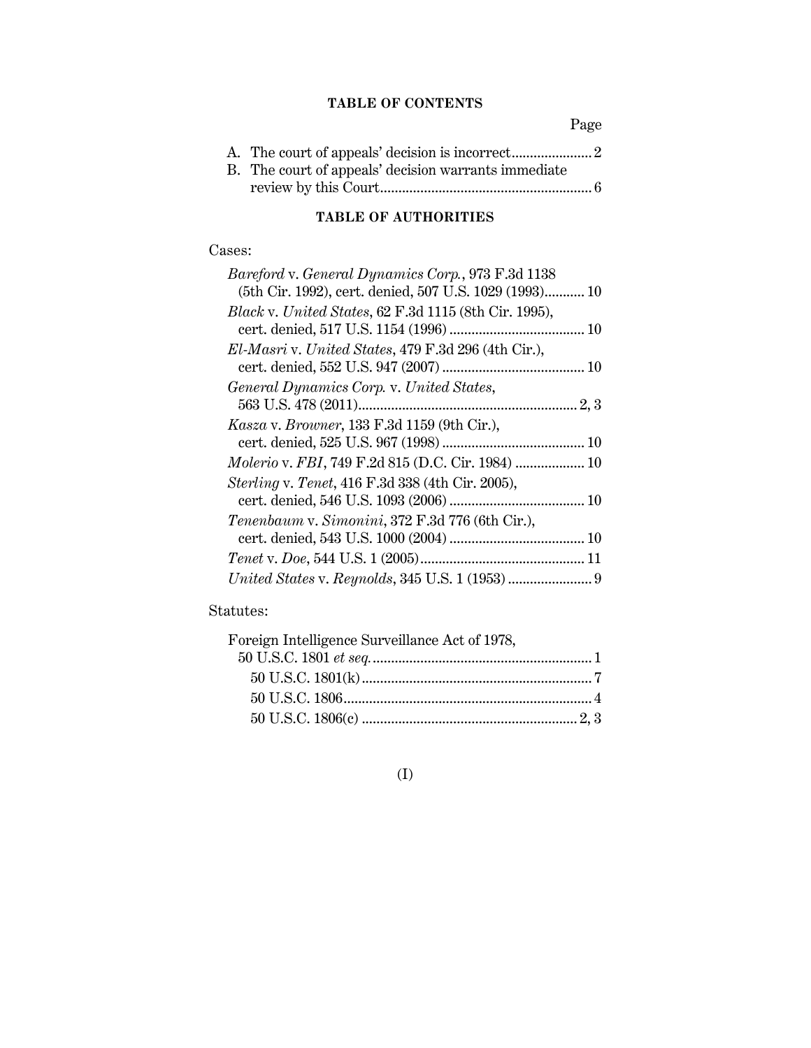## TABLE OF CONTENTS

Page

A. The court of appeals' decision is incorrect ...................... 2

B. The court of appeals' decision warrants immediate review by this Court ......................................................... 6

## TABLE OF AUTHORITIES

Cases:

*Bareford* v. *General Dynamics Corp.*, 973 F.3d 1138 (5th Cir. 1992), cert. denied, 507 U.S. 1029 (1993) ........... 10

*Black* v. *United States*, 62 F.3d 1115 (8th Cir. 1995), cert. denied, 517 U.S. 1154 (1996) ..................................... 10

*El-Masri* v. *United States*, 479 F.3d 296 (4th Cir.), cert. denied, 552 U.S. 947 (2007) ....................................... 10

*General Dynamics Corp.* v. *United States*, 563 U.S. 478 (2011) ........................................................... 2, 3

*Kasza* v. *Browner*, 133 F.3d 1159 (9th Cir.), cert. denied, 525 U.S. 967 (1998) ....................................... 10

*Molerio* v. *FBI*, 749 F.2d 815 (D.C. Cir. 1984) ................... 10

*Sterling* v. *Tenet*, 416 F.3d 338 (4th Cir. 2005), cert. denied, 546 U.S. 1093 (2006) ..................................... 10

*Tenenbaum* v. *Simonini*, 372 F.3d 776 (6th Cir.), cert. denied, 543 U.S. 1000 (2004) ..................................... 10

*Tenet* v. *Doe*, 544 U.S. 1 (2005) ............................................ 11

*United States* v. *Reynolds*, 345 U.S. 1 (1953) ....................... 9

Statutes:

Foreign Intelligence Surveillance Act of 1978, 50 U.S.C. 1801 *et seq.* ........................................................... 1

- 50 U.S.C. 1801(k) .............................................................. 7
- 50 U.S.C. 1806 ................................................................... 4
- 50 U.S.C. 1806(c) .......................................................... 2, 3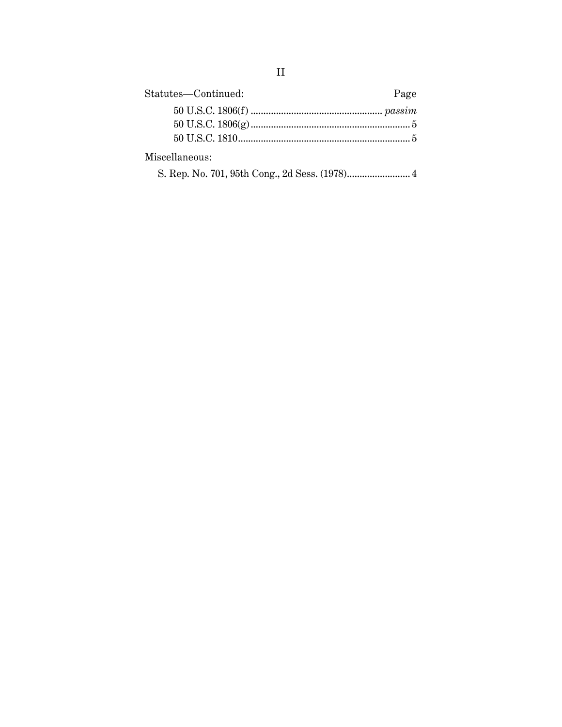| Statutes—Continued: | Page |
|---|---|
| 50 U.S.C. 1806(f) | *passim* |
| 50 U.S.C. 1806(g) | 5 |
| 50 U.S.C. 1810 | 5 |

| Miscellaneous: | |
|---|---|
| S. Rep. No. 701, 95th Cong., 2d Sess. (1978) | 4 |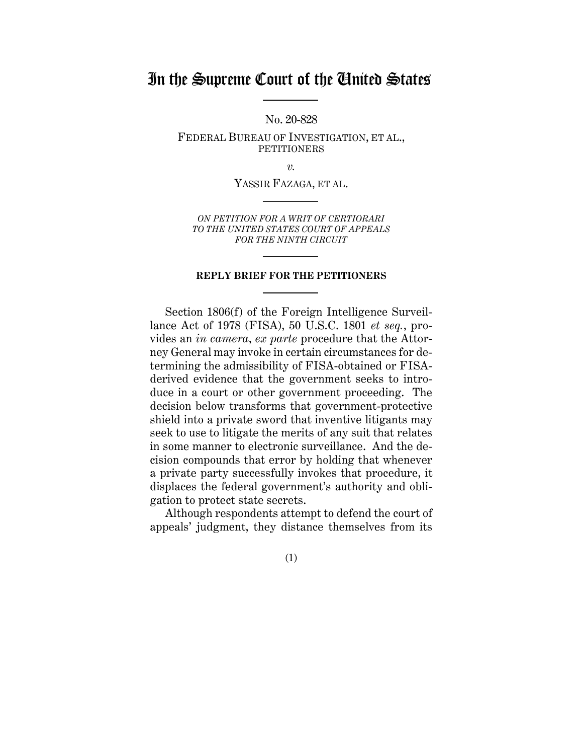# In the Supreme Court of the United States

No. 20-828

FEDERAL BUREAU OF INVESTIGATION, ET AL., PETITIONERS

*v.*

YASSIR FAZAGA, ET AL.

*ON PETITION FOR A WRIT OF CERTIORARI TO THE UNITED STATES COURT OF APPEALS FOR THE NINTH CIRCUIT*

**REPLY BRIEF FOR THE PETITIONERS**

Section 1806(f) of the Foreign Intelligence Surveillance Act of 1978 (FISA), 50 U.S.C. 1801 *et seq.*, provides an *in camera*, *ex parte* procedure that the Attorney General may invoke in certain circumstances for determining the admissibility of FISA-obtained or FISA-derived evidence that the government seeks to introduce in a court or other government proceeding. The decision below transforms that government-protective shield into a private sword that inventive litigants may seek to use to litigate the merits of any suit that relates in some manner to electronic surveillance. And the decision compounds that error by holding that whenever a private party successfully invokes that procedure, it displaces the federal government's authority and obligation to protect state secrets.

Although respondents attempt to defend the court of appeals' judgment, they distance themselves from its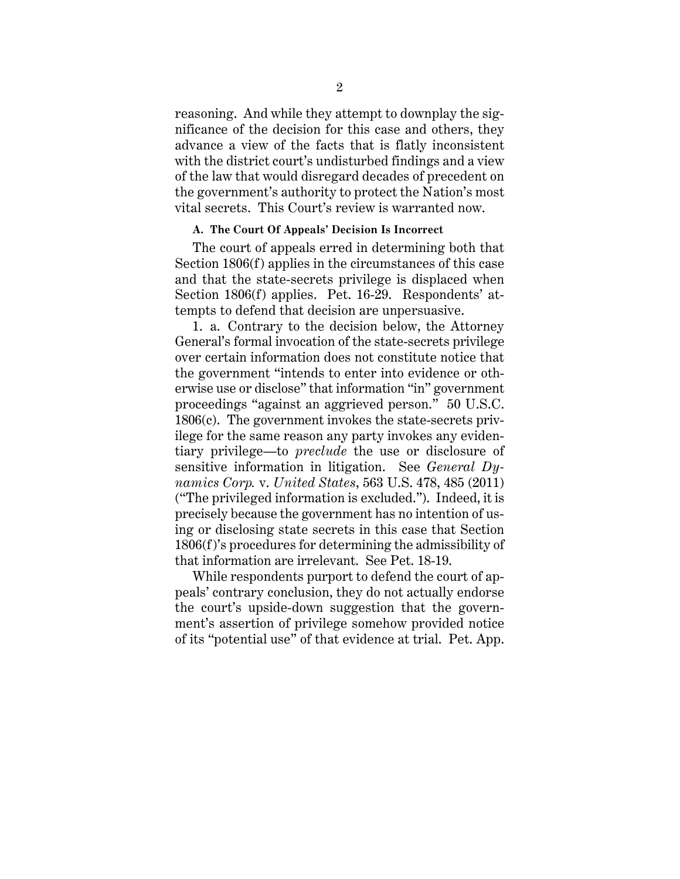reasoning. And while they attempt to downplay the significance of the decision for this case and others, they advance a view of the facts that is flatly inconsistent with the district court's undisturbed findings and a view of the law that would disregard decades of precedent on the government's authority to protect the Nation's most vital secrets. This Court's review is warranted now.

### A. The Court Of Appeals' Decision Is Incorrect

The court of appeals erred in determining both that Section 1806(f) applies in the circumstances of this case and that the state-secrets privilege is displaced when Section 1806(f) applies. Pet. 16-29. Respondents' attempts to defend that decision are unpersuasive.

1. a. Contrary to the decision below, the Attorney General's formal invocation of the state-secrets privilege over certain information does not constitute notice that the government "intends to enter into evidence or otherwise use or disclose" that information "in" government proceedings "against an aggrieved person." 50 U.S.C. 1806(c). The government invokes the state-secrets privilege for the same reason any party invokes any evidentiary privilege—to *preclude* the use or disclosure of sensitive information in litigation. See *General Dynamics Corp.* v. *United States*, 563 U.S. 478, 485 (2011) ("The privileged information is excluded."). Indeed, it is precisely because the government has no intention of using or disclosing state secrets in this case that Section 1806(f)'s procedures for determining the admissibility of that information are irrelevant. See Pet. 18-19.

While respondents purport to defend the court of appeals' contrary conclusion, they do not actually endorse the court's upside-down suggestion that the government's assertion of privilege somehow provided notice of its "potential use" of that evidence at trial. Pet. App.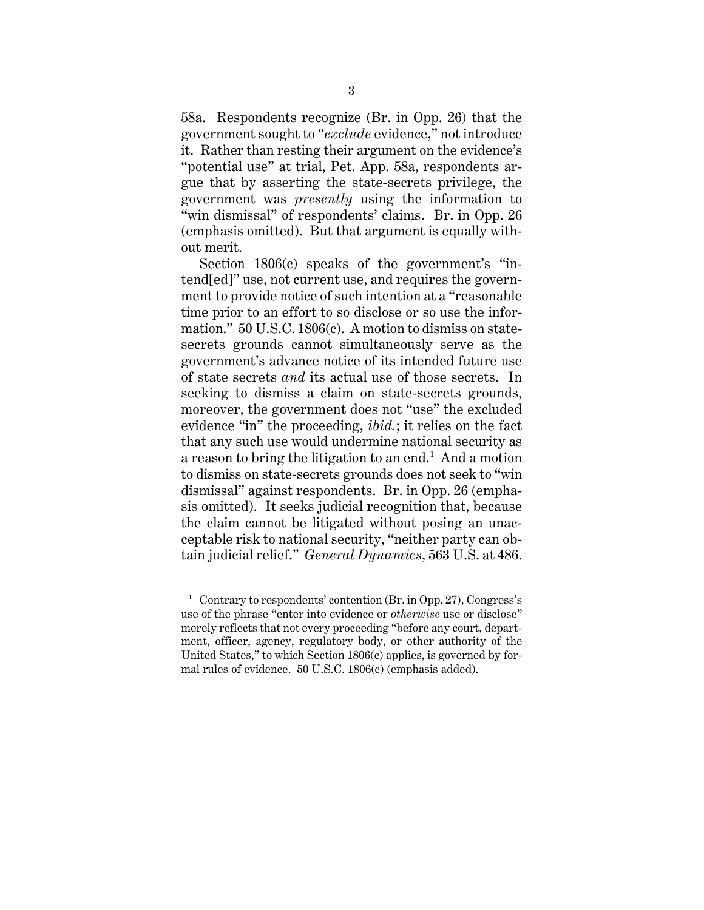58a. Respondents recognize (Br. in Opp. 26) that the government sought to "*exclude* evidence," not introduce it. Rather than resting their argument on the evidence's "potential use" at trial, Pet. App. 58a, respondents argue that by asserting the state-secrets privilege, the government was *presently* using the information to "win dismissal" of respondents' claims. Br. in Opp. 26 (emphasis omitted). But that argument is equally without merit.

Section 1806(c) speaks of the government's "intend[ed]" use, not current use, and requires the government to provide notice of such intention at a "reasonable time prior to an effort to so disclose or so use the information." 50 U.S.C. 1806(c). A motion to dismiss on state-secrets grounds cannot simultaneously serve as the government's advance notice of its intended future use of state secrets *and* its actual use of those secrets. In seeking to dismiss a claim on state-secrets grounds, moreover, the government does not "use" the excluded evidence "in" the proceeding, *ibid.*; it relies on the fact that any such use would undermine national security as a reason to bring the litigation to an end.[1] And a motion to dismiss on state-secrets grounds does not seek to "win dismissal" against respondents. Br. in Opp. 26 (emphasis omitted). It seeks judicial recognition that, because the claim cannot be litigated without posing an unacceptable risk to national security, "neither party can obtain judicial relief." *General Dynamics*, 563 U.S. at 486.

---

[1] Contrary to respondents' contention (Br. in Opp. 27), Congress's use of the phrase "enter into evidence or *otherwise* use or disclose" merely reflects that not every proceeding "before any court, department, officer, agency, regulatory body, or other authority of the United States," to which Section 1806(c) applies, is governed by formal rules of evidence. 50 U.S.C. 1806(c) (emphasis added).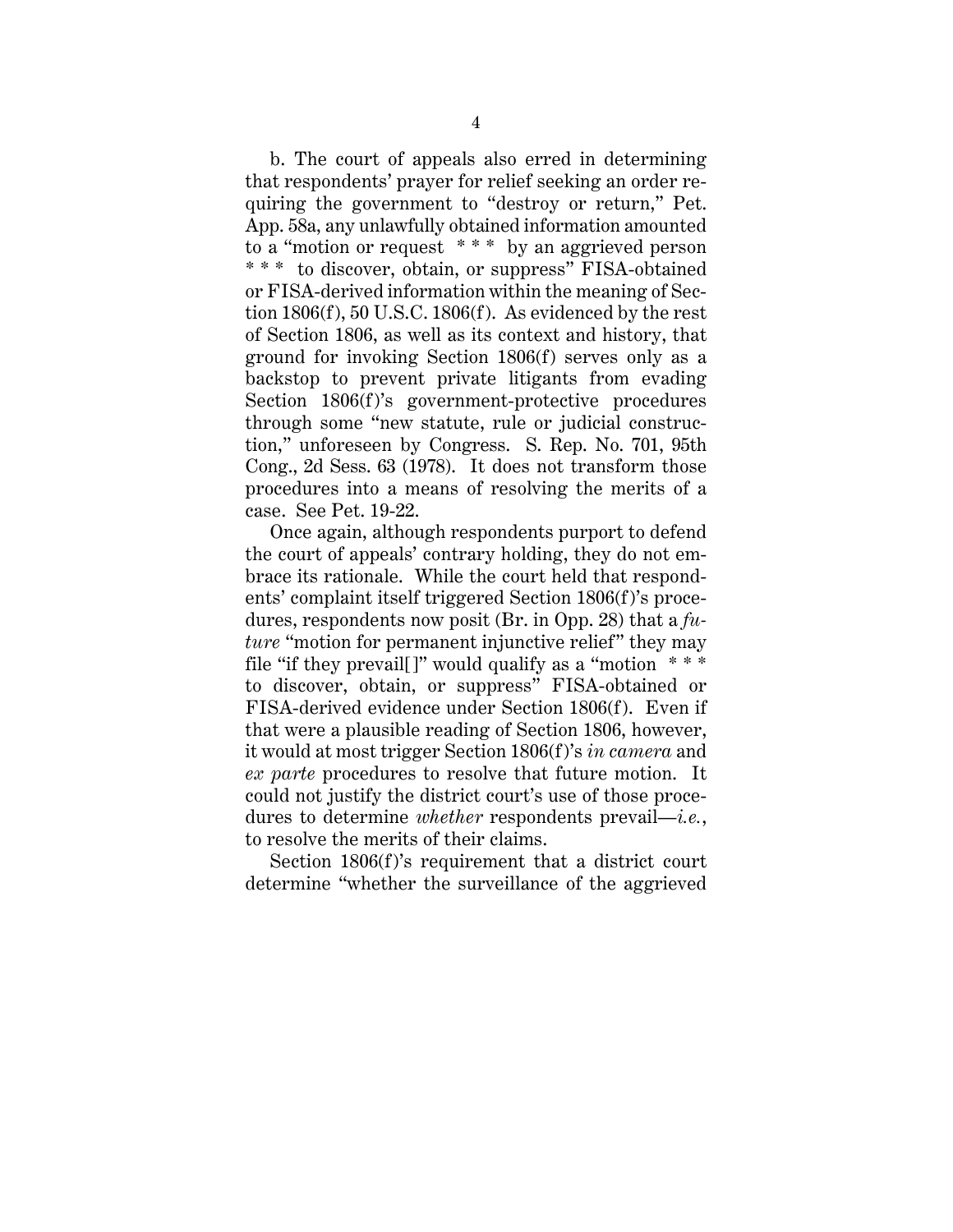b. The court of appeals also erred in determining that respondents' prayer for relief seeking an order requiring the government to "destroy or return," Pet. App. 58a, any unlawfully obtained information amounted to a "motion or request * * * by an aggrieved person * * * to discover, obtain, or suppress" FISA-obtained or FISA-derived information within the meaning of Section 1806(f), 50 U.S.C. 1806(f). As evidenced by the rest of Section 1806, as well as its context and history, that ground for invoking Section 1806(f) serves only as a backstop to prevent private litigants from evading Section 1806(f)'s government-protective procedures through some "new statute, rule or judicial construction," unforeseen by Congress. S. Rep. No. 701, 95th Cong., 2d Sess. 63 (1978). It does not transform those procedures into a means of resolving the merits of a case. See Pet. 19-22.

Once again, although respondents purport to defend the court of appeals' contrary holding, they do not embrace its rationale. While the court held that respondents' complaint itself triggered Section 1806(f)'s procedures, respondents now posit (Br. in Opp. 28) that a *future* "motion for permanent injunctive relief" they may file "if they prevail[]" would qualify as a "motion * * * to discover, obtain, or suppress" FISA-obtained or FISA-derived evidence under Section 1806(f). Even if that were a plausible reading of Section 1806, however, it would at most trigger Section 1806(f)'s *in camera* and *ex parte* procedures to resolve that future motion. It could not justify the district court's use of those procedures to determine *whether* respondents prevail—*i.e.*, to resolve the merits of their claims.

Section 1806(f)'s requirement that a district court determine "whether the surveillance of the aggrieved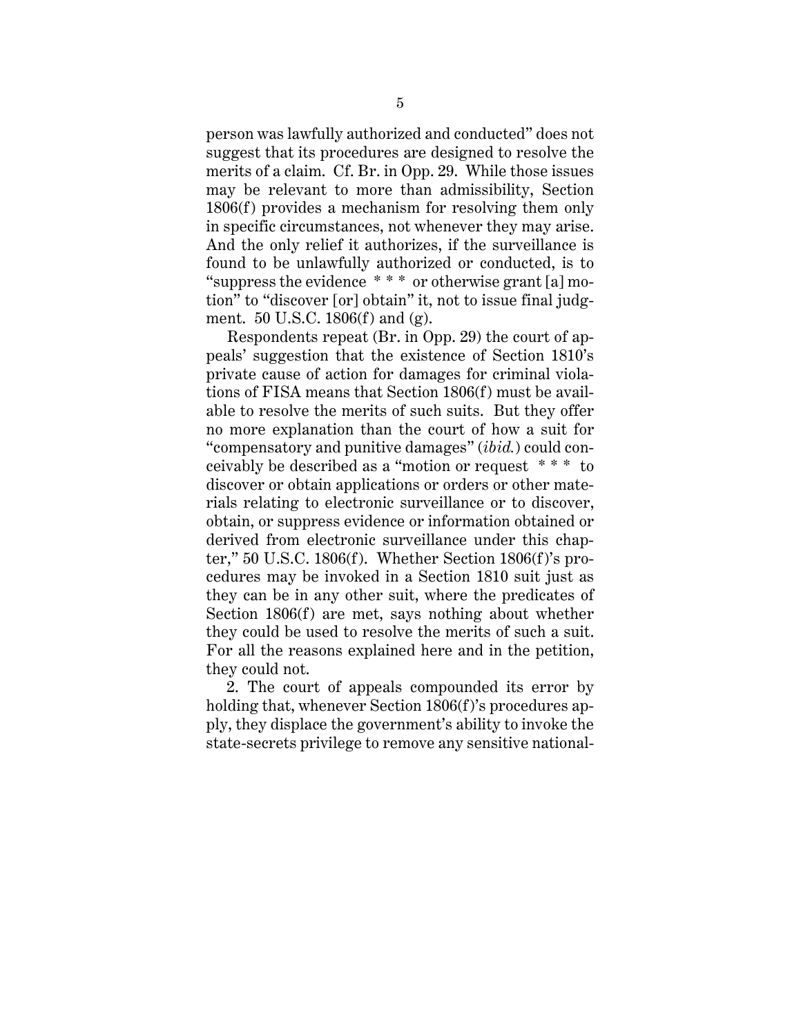person was lawfully authorized and conducted" does not suggest that its procedures are designed to resolve the merits of a claim. Cf. Br. in Opp. 29. While those issues may be relevant to more than admissibility, Section 1806(f) provides a mechanism for resolving them only in specific circumstances, not whenever they may arise. And the only relief it authorizes, if the surveillance is found to be unlawfully authorized or conducted, is to "suppress the evidence * * * or otherwise grant [a] motion" to "discover [or] obtain" it, not to issue final judgment. 50 U.S.C. 1806(f) and (g).

Respondents repeat (Br. in Opp. 29) the court of appeals' suggestion that the existence of Section 1810's private cause of action for damages for criminal violations of FISA means that Section 1806(f) must be available to resolve the merits of such suits. But they offer no more explanation than the court of how a suit for "compensatory and punitive damages" (*ibid.*) could conceivably be described as a "motion or request * * * to discover or obtain applications or orders or other materials relating to electronic surveillance or to discover, obtain, or suppress evidence or information obtained or derived from electronic surveillance under this chapter," 50 U.S.C. 1806(f). Whether Section 1806(f)'s procedures may be invoked in a Section 1810 suit just as they can be in any other suit, where the predicates of Section 1806(f) are met, says nothing about whether they could be used to resolve the merits of such a suit. For all the reasons explained here and in the petition, they could not.

2. The court of appeals compounded its error by holding that, whenever Section 1806(f)'s procedures apply, they displace the government's ability to invoke the state-secrets privilege to remove any sensitive national-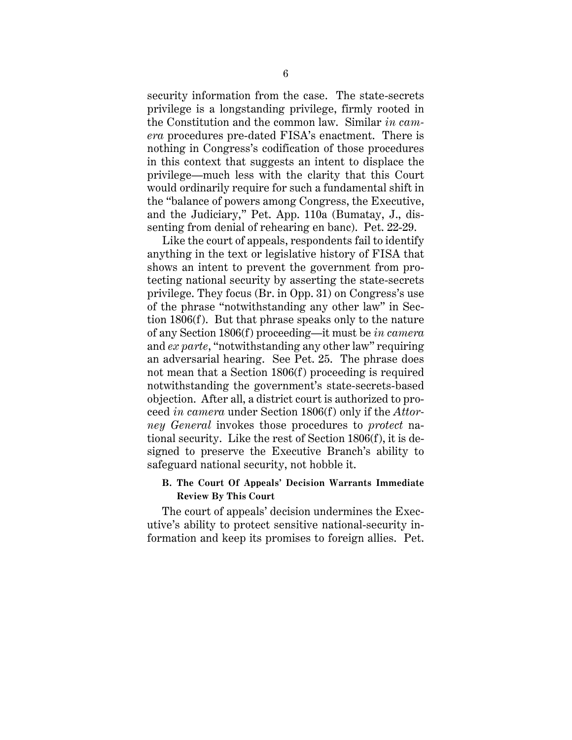security information from the case. The state-secrets privilege is a longstanding privilege, firmly rooted in the Constitution and the common law. Similar *in camera* procedures pre-dated FISA's enactment. There is nothing in Congress's codification of those procedures in this context that suggests an intent to displace the privilege—much less with the clarity that this Court would ordinarily require for such a fundamental shift in the "balance of powers among Congress, the Executive, and the Judiciary," Pet. App. 110a (Bumatay, J., dissenting from denial of rehearing en banc). Pet. 22-29.

Like the court of appeals, respondents fail to identify anything in the text or legislative history of FISA that shows an intent to prevent the government from protecting national security by asserting the state-secrets privilege. They focus (Br. in Opp. 31) on Congress's use of the phrase "notwithstanding any other law" in Section 1806(f). But that phrase speaks only to the nature of any Section 1806(f) proceeding—it must be *in camera* and *ex parte*, "notwithstanding any other law" requiring an adversarial hearing. See Pet. 25. The phrase does not mean that a Section 1806(f) proceeding is required notwithstanding the government's state-secrets-based objection. After all, a district court is authorized to proceed *in camera* under Section 1806(f) only if the *Attorney General* invokes those procedures to *protect* national security. Like the rest of Section 1806(f), it is designed to preserve the Executive Branch's ability to safeguard national security, not hobble it.

### B. The Court Of Appeals' Decision Warrants Immediate Review By This Court

The court of appeals' decision undermines the Executive's ability to protect sensitive national-security information and keep its promises to foreign allies. Pet.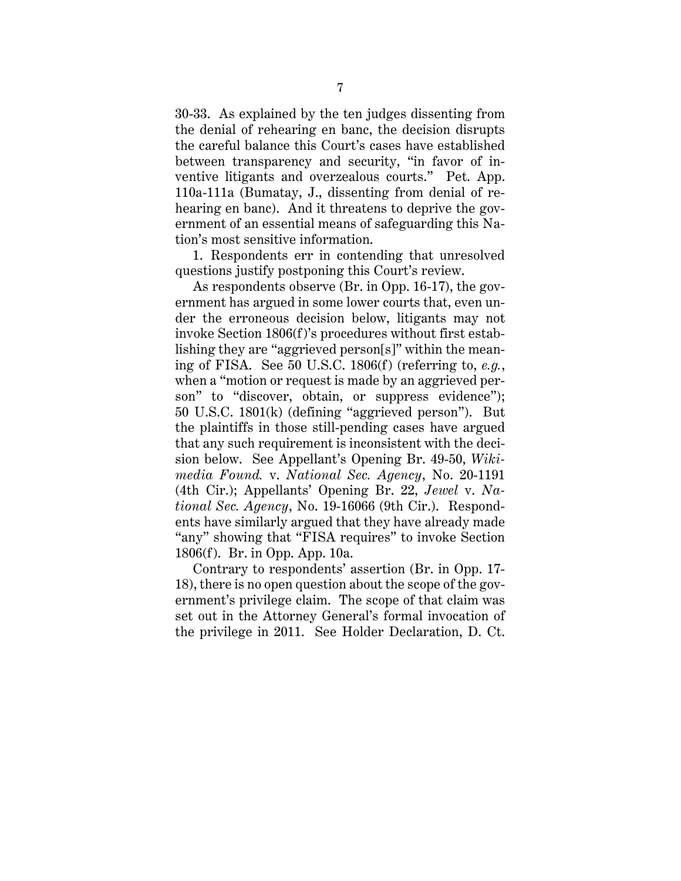30-33. As explained by the ten judges dissenting from the denial of rehearing en banc, the decision disrupts the careful balance this Court's cases have established between transparency and security, "in favor of inventive litigants and overzealous courts." Pet. App. 110a-111a (Bumatay, J., dissenting from denial of rehearing en banc). And it threatens to deprive the government of an essential means of safeguarding this Nation's most sensitive information.

1. Respondents err in contending that unresolved questions justify postponing this Court's review.

As respondents observe (Br. in Opp. 16-17), the government has argued in some lower courts that, even under the erroneous decision below, litigants may not invoke Section 1806(f)'s procedures without first establishing they are "aggrieved person[s]" within the meaning of FISA. See 50 U.S.C. 1806(f) (referring to, *e.g.*, when a "motion or request is made by an aggrieved person" to "discover, obtain, or suppress evidence"); 50 U.S.C. 1801(k) (defining "aggrieved person"). But the plaintiffs in those still-pending cases have argued that any such requirement is inconsistent with the decision below. See Appellant's Opening Br. 49-50, *Wikimedia Found.* v. *National Sec. Agency*, No. 20-1191 (4th Cir.); Appellants' Opening Br. 22, *Jewel* v. *National Sec. Agency*, No. 19-16066 (9th Cir.). Respondents have similarly argued that they have already made "any" showing that "FISA requires" to invoke Section 1806(f). Br. in Opp. App. 10a.

Contrary to respondents' assertion (Br. in Opp. 17-18), there is no open question about the scope of the government's privilege claim. The scope of that claim was set out in the Attorney General's formal invocation of the privilege in 2011. See Holder Declaration, D. Ct.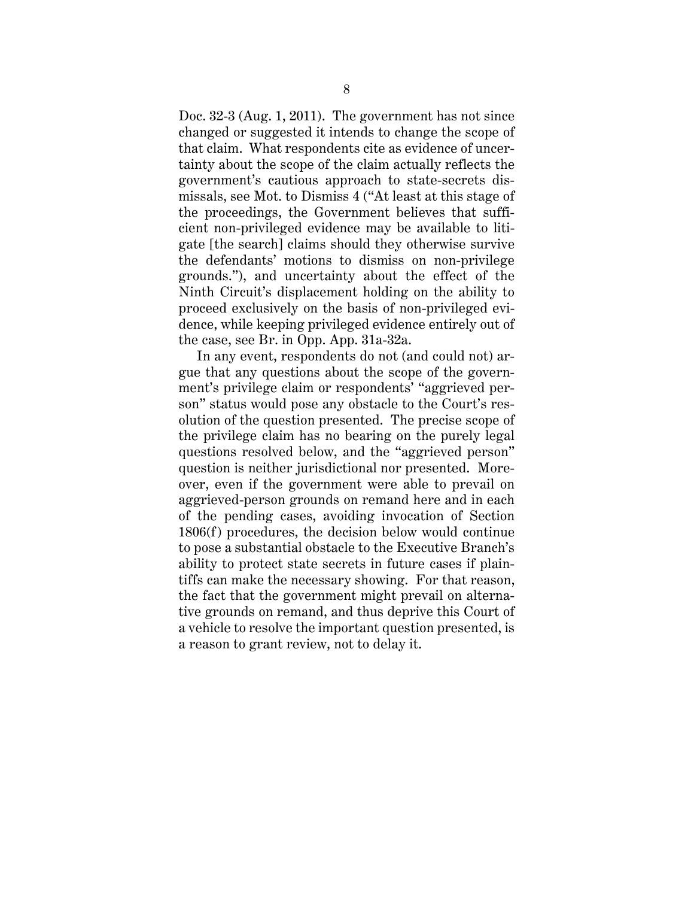Doc. 32-3 (Aug. 1, 2011). The government has not since changed or suggested it intends to change the scope of that claim. What respondents cite as evidence of uncertainty about the scope of the claim actually reflects the government's cautious approach to state-secrets dismissals, see Mot. to Dismiss 4 ("At least at this stage of the proceedings, the Government believes that sufficient non-privileged evidence may be available to litigate [the search] claims should they otherwise survive the defendants' motions to dismiss on non-privilege grounds."), and uncertainty about the effect of the Ninth Circuit's displacement holding on the ability to proceed exclusively on the basis of non-privileged evidence, while keeping privileged evidence entirely out of the case, see Br. in Opp. App. 31a-32a.

In any event, respondents do not (and could not) argue that any questions about the scope of the government's privilege claim or respondents' "aggrieved person" status would pose any obstacle to the Court's resolution of the question presented. The precise scope of the privilege claim has no bearing on the purely legal questions resolved below, and the "aggrieved person" question is neither jurisdictional nor presented. Moreover, even if the government were able to prevail on aggrieved-person grounds on remand here and in each of the pending cases, avoiding invocation of Section 1806(f) procedures, the decision below would continue to pose a substantial obstacle to the Executive Branch's ability to protect state secrets in future cases if plaintiffs can make the necessary showing. For that reason, the fact that the government might prevail on alternative grounds on remand, and thus deprive this Court of a vehicle to resolve the important question presented, is a reason to grant review, not to delay it.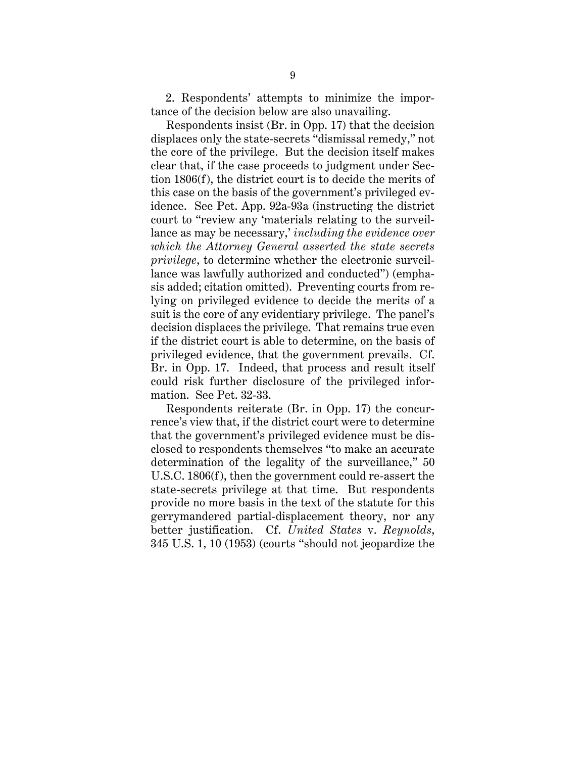2. Respondents' attempts to minimize the importance of the decision below are also unavailing.

Respondents insist (Br. in Opp. 17) that the decision displaces only the state-secrets "dismissal remedy," not the core of the privilege. But the decision itself makes clear that, if the case proceeds to judgment under Section 1806(f), the district court is to decide the merits of this case on the basis of the government's privileged evidence. See Pet. App. 92a-93a (instructing the district court to "review any 'materials relating to the surveillance as may be necessary,' *including the evidence over which the Attorney General asserted the state secrets privilege*, to determine whether the electronic surveillance was lawfully authorized and conducted") (emphasis added; citation omitted). Preventing courts from relying on privileged evidence to decide the merits of a suit is the core of any evidentiary privilege. The panel's decision displaces the privilege. That remains true even if the district court is able to determine, on the basis of privileged evidence, that the government prevails. Cf. Br. in Opp. 17. Indeed, that process and result itself could risk further disclosure of the privileged information. See Pet. 32-33.

Respondents reiterate (Br. in Opp. 17) the concurrence's view that, if the district court were to determine that the government's privileged evidence must be disclosed to respondents themselves "to make an accurate determination of the legality of the surveillance," 50 U.S.C. 1806(f), then the government could re-assert the state-secrets privilege at that time. But respondents provide no more basis in the text of the statute for this gerrymandered partial-displacement theory, nor any better justification. Cf. *United States* v. *Reynolds*, 345 U.S. 1, 10 (1953) (courts "should not jeopardize the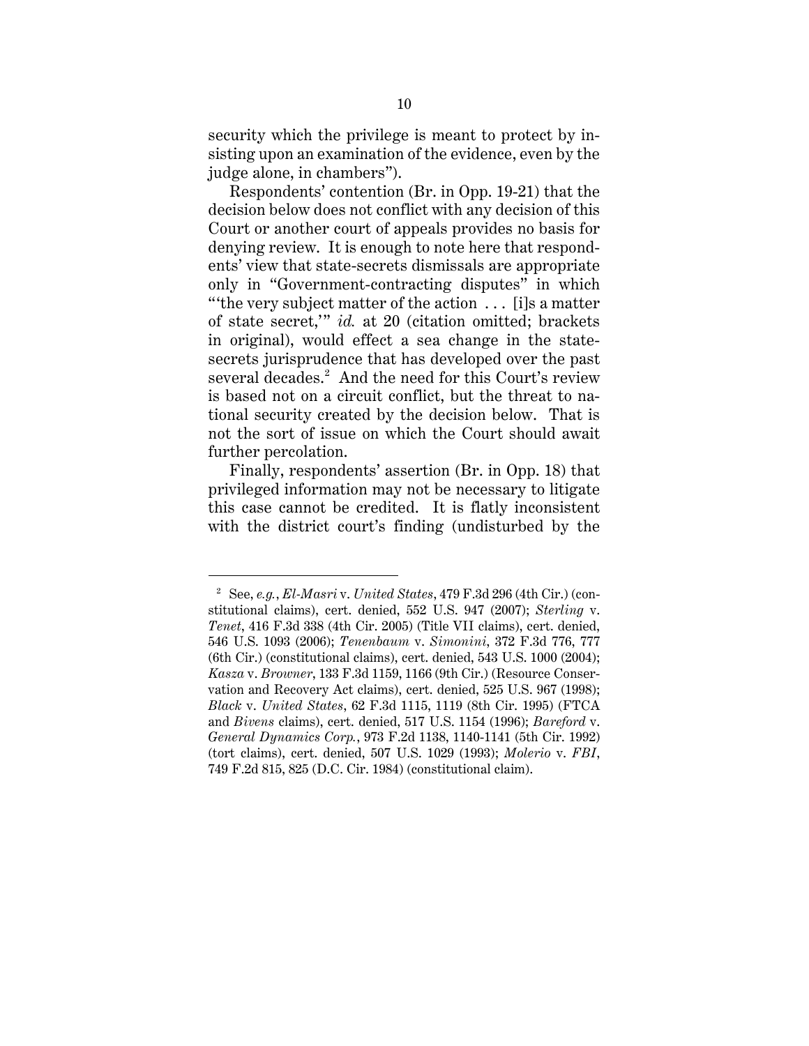security which the privilege is meant to protect by insisting upon an examination of the evidence, even by the judge alone, in chambers").

Respondents' contention (Br. in Opp. 19-21) that the decision below does not conflict with any decision of this Court or another court of appeals provides no basis for denying review. It is enough to note here that respondents' view that state-secrets dismissals are appropriate only in "Government-contracting disputes" in which "'the very subject matter of the action . . . [i]s a matter of state secret,'" *id.* at 20 (citation omitted; brackets in original), would effect a sea change in the state-secrets jurisprudence that has developed over the past several decades.[2] And the need for this Court's review is based not on a circuit conflict, but the threat to national security created by the decision below. That is not the sort of issue on which the Court should await further percolation.

Finally, respondents' assertion (Br. in Opp. 18) that privileged information may not be necessary to litigate this case cannot be credited. It is flatly inconsistent with the district court's finding (undisturbed by the

[2] See, *e.g.*, *El-Masri* v. *United States*, 479 F.3d 296 (4th Cir.) (constitutional claims), cert. denied, 552 U.S. 947 (2007); *Sterling* v. *Tenet*, 416 F.3d 338 (4th Cir. 2005) (Title VII claims), cert. denied, 546 U.S. 1093 (2006); *Tenenbaum* v. *Simonini*, 372 F.3d 776, 777 (6th Cir.) (constitutional claims), cert. denied, 543 U.S. 1000 (2004); *Kasza* v. *Browner*, 133 F.3d 1159, 1166 (9th Cir.) (Resource Conservation and Recovery Act claims), cert. denied, 525 U.S. 967 (1998); *Black* v. *United States*, 62 F.3d 1115, 1119 (8th Cir. 1995) (FTCA and *Bivens* claims), cert. denied, 517 U.S. 1154 (1996); *Bareford* v. *General Dynamics Corp.*, 973 F.2d 1138, 1140-1141 (5th Cir. 1992) (tort claims), cert. denied, 507 U.S. 1029 (1993); *Molerio* v. *FBI*, 749 F.2d 815, 825 (D.C. Cir. 1984) (constitutional claim).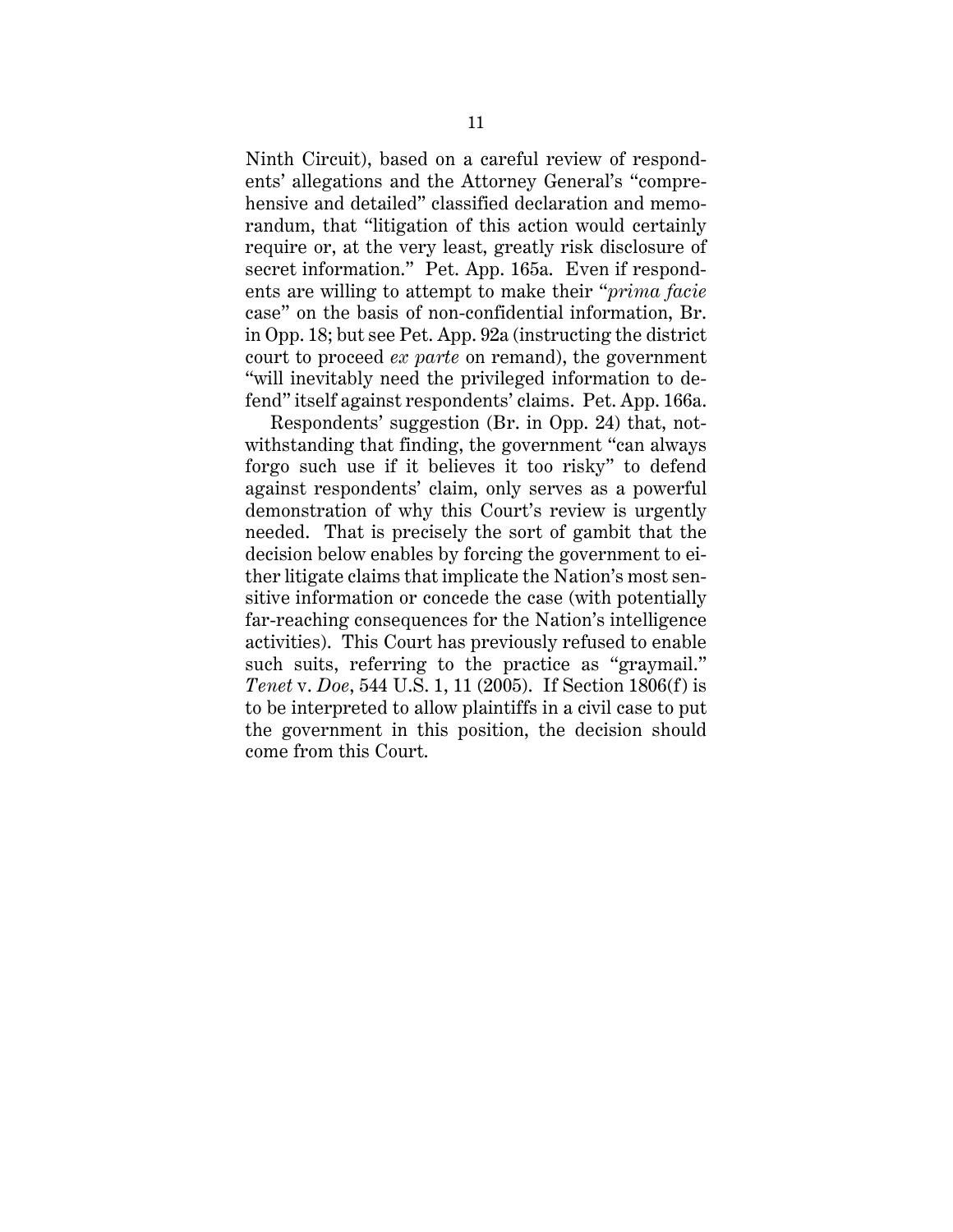Ninth Circuit), based on a careful review of respondents' allegations and the Attorney General's "comprehensive and detailed" classified declaration and memorandum, that "litigation of this action would certainly require or, at the very least, greatly risk disclosure of secret information." Pet. App. 165a. Even if respondents are willing to attempt to make their "*prima facie* case" on the basis of non-confidential information, Br. in Opp. 18; but see Pet. App. 92a (instructing the district court to proceed *ex parte* on remand), the government "will inevitably need the privileged information to defend" itself against respondents' claims. Pet. App. 166a.

Respondents' suggestion (Br. in Opp. 24) that, notwithstanding that finding, the government "can always forgo such use if it believes it too risky" to defend against respondents' claim, only serves as a powerful demonstration of why this Court's review is urgently needed. That is precisely the sort of gambit that the decision below enables by forcing the government to either litigate claims that implicate the Nation's most sensitive information or concede the case (with potentially far-reaching consequences for the Nation's intelligence activities). This Court has previously refused to enable such suits, referring to the practice as "graymail." *Tenet* v. *Doe*, 544 U.S. 1, 11 (2005). If Section 1806(f) is to be interpreted to allow plaintiffs in a civil case to put the government in this position, the decision should come from this Court.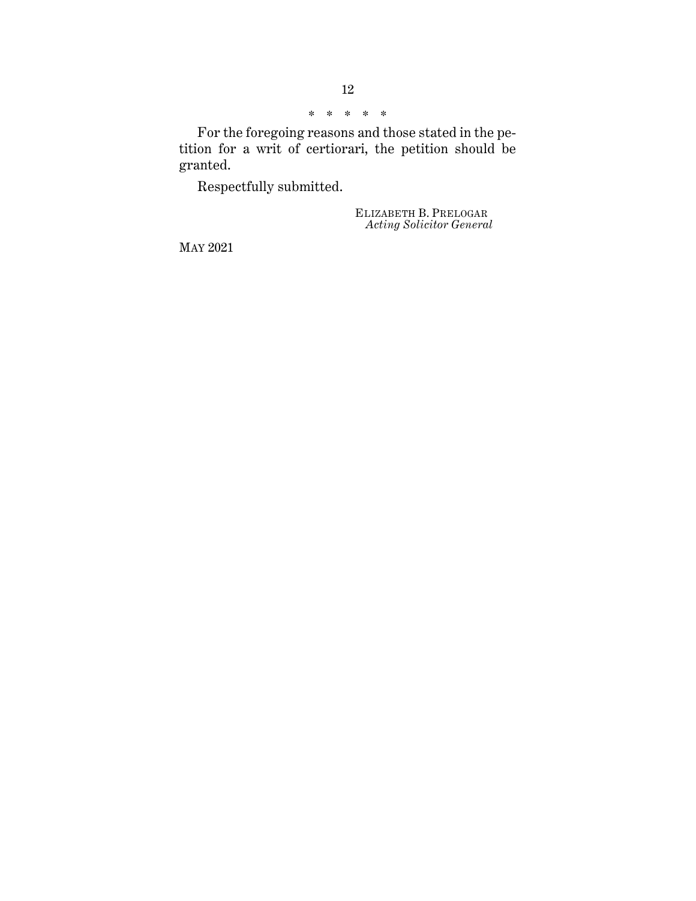\* \* \* \* \*

For the foregoing reasons and those stated in the petition for a writ of certiorari, the petition should be granted.

Respectfully submitted.

ELIZABETH B. PRELOGAR
*Acting Solicitor General*

MAY 2021